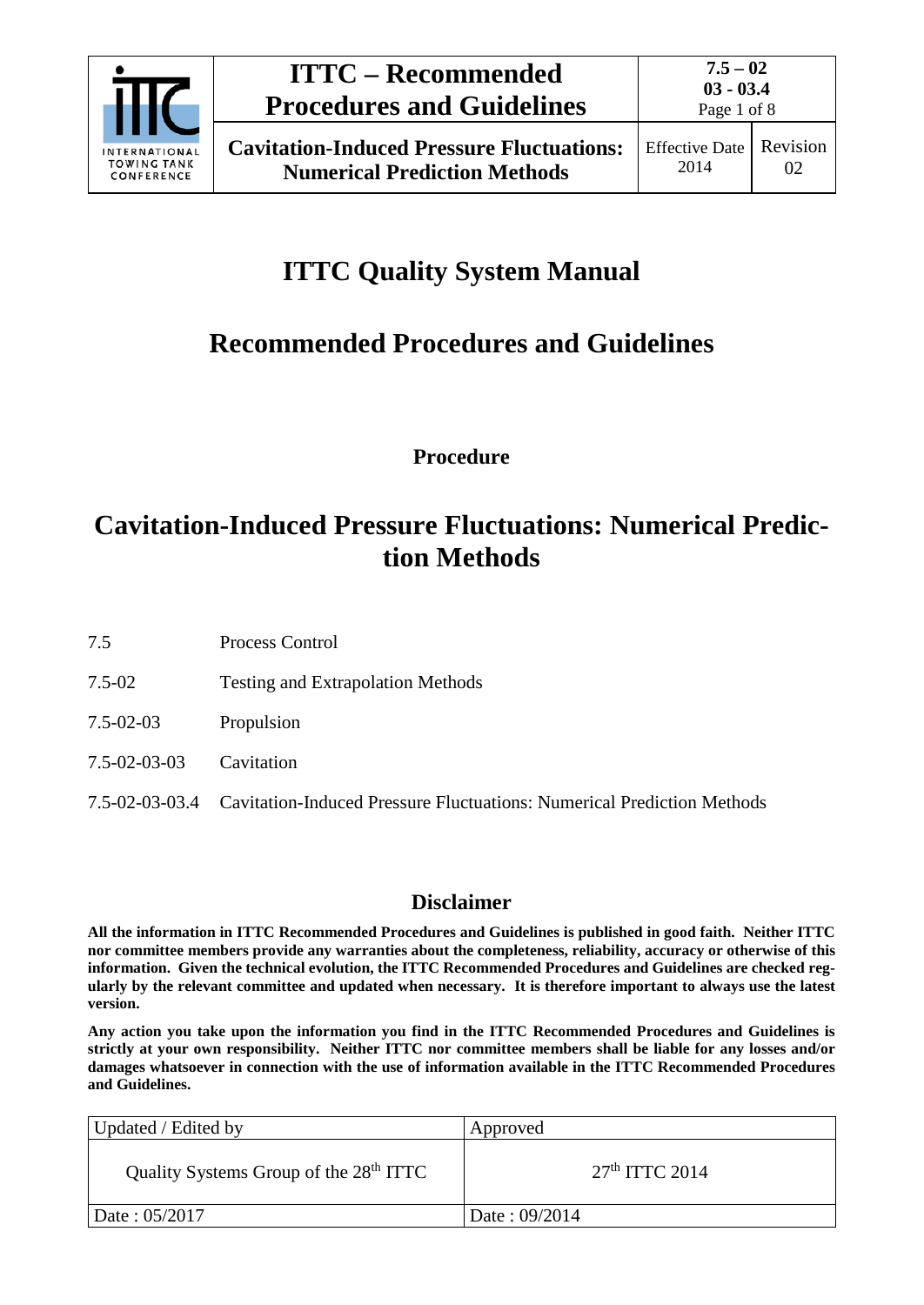# ITTC Quality System Manual

## Recommended Procedures and Guidelines

**Procedure**

# Cavitation-Induced Pressure Fluctuations: Numerical Prediction Methods

| | |
|---|---|
| 7.5 | Process Control |
| 7.5-02 | Testing and Extrapolation Methods |
| 7.5-02-03 | Propulsion |
| 7.5-02-03-03 | Cavitation |
| 7.5-02-03-03.4 | Cavitation-Induced Pressure Fluctuations: Numerical Prediction Methods |

## Disclaimer

**All the information in ITTC Recommended Procedures and Guidelines is published in good faith. Neither ITTC nor committee members provide any warranties about the completeness, reliability, accuracy or otherwise of this information. Given the technical evolution, the ITTC Recommended Procedures and Guidelines are checked regularly by the relevant committee and updated when necessary. It is therefore important to always use the latest version.**

**Any action you take upon the information you find in the ITTC Recommended Procedures and Guidelines is strictly at your own responsibility. Neither ITTC nor committee members shall be liable for any losses and/or damages whatsoever in connection with the use of information available in the ITTC Recommended Procedures and Guidelines.**

| Updated / Edited by | Approved |
|---|---|
| Quality Systems Group of the 28th ITTC | 27th ITTC 2014 |
| Date : 05/2017 | Date : 09/2014 |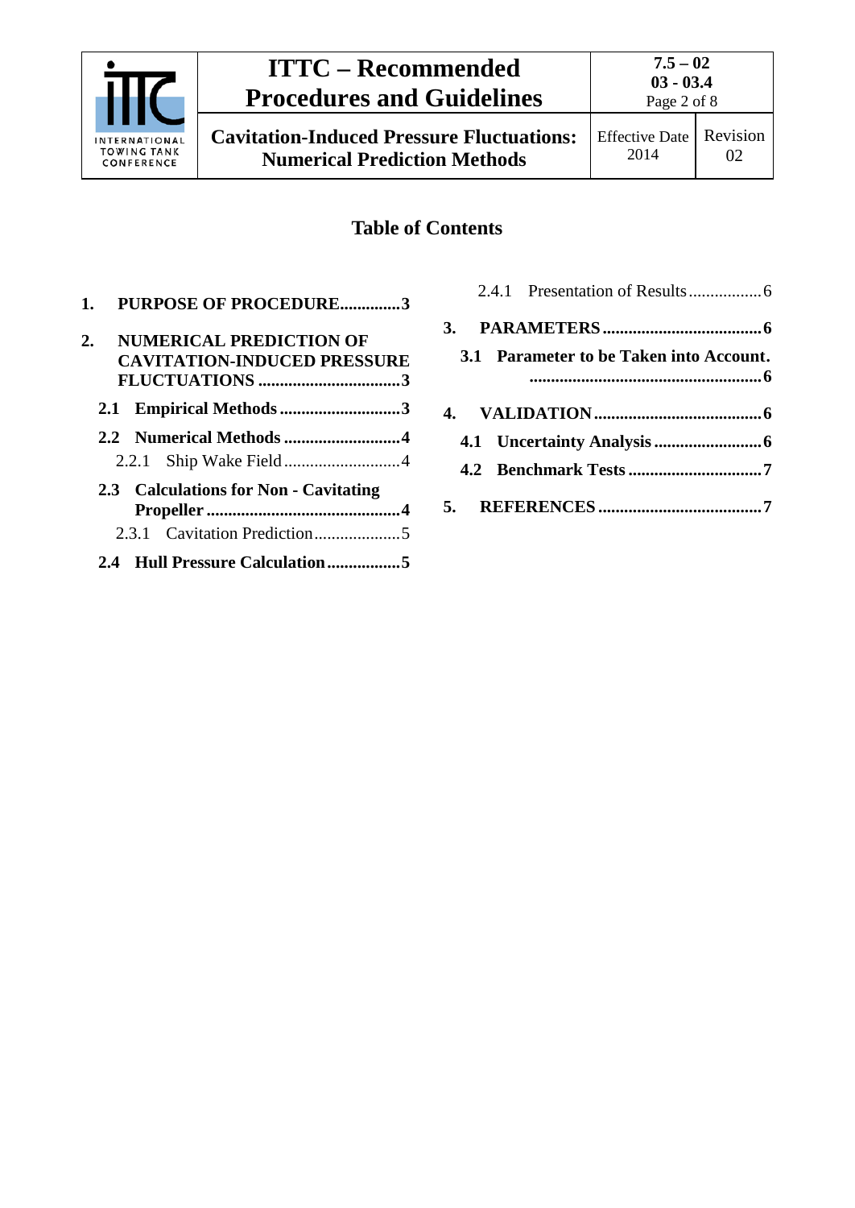## Table of Contents

**1. PURPOSE OF PROCEDURE..............3**

**2. NUMERICAL PREDICTION OF CAVITATION-INDUCED PRESSURE FLUCTUATIONS .................................3**

**2.1 Empirical Methods ............................3**

**2.2 Numerical Methods ...........................4**

2.2.1 Ship Wake Field...........................4

**2.3 Calculations for Non - Cavitating Propeller .............................................4**

2.3.1 Cavitation Prediction....................5

**2.4 Hull Pressure Calculation.................5**

2.4.1 Presentation of Results.................6

**3. PARAMETERS.....................................6**

**3.1 Parameter to be Taken into Account. .....................................................6**

**4. VALIDATION.......................................6**

**4.1 Uncertainty Analysis .........................6**

**4.2 Benchmark Tests ...............................7**

**5. REFERENCES......................................7**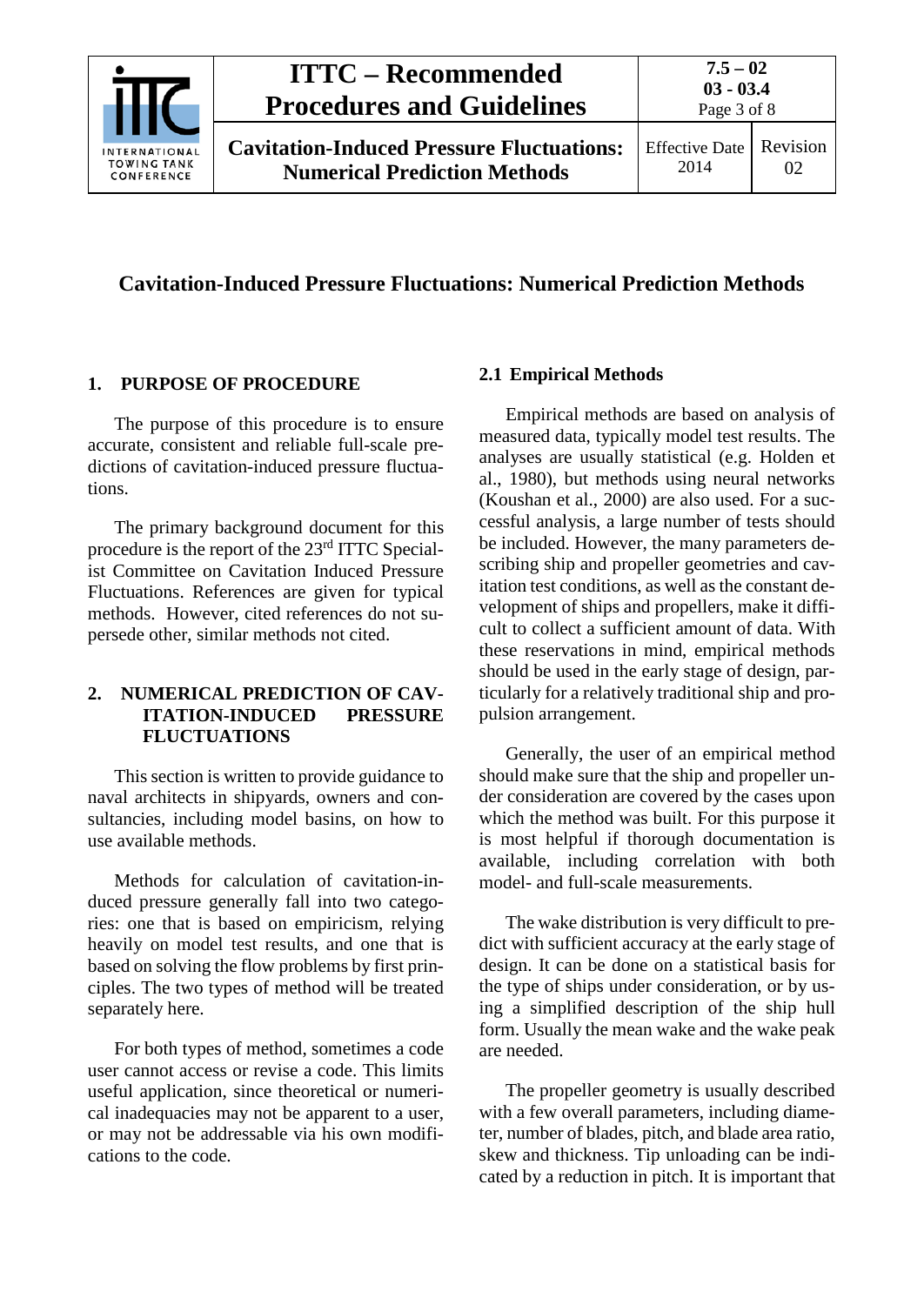# Cavitation-Induced Pressure Fluctuations: Numerical Prediction Methods

## 1. PURPOSE OF PROCEDURE

The purpose of this procedure is to ensure accurate, consistent and reliable full-scale predictions of cavitation-induced pressure fluctuations.

The primary background document for this procedure is the report of the 23rd ITTC Specialist Committee on Cavitation Induced Pressure Fluctuations. References are given for typical methods. However, cited references do not supersede other, similar methods not cited.

## 2. NUMERICAL PREDICTION OF CAVITATION-INDUCED PRESSURE FLUCTUATIONS

This section is written to provide guidance to naval architects in shipyards, owners and consultancies, including model basins, on how to use available methods.

Methods for calculation of cavitation-induced pressure generally fall into two categories: one that is based on empiricism, relying heavily on model test results, and one that is based on solving the flow problems by first principles. The two types of method will be treated separately here.

For both types of method, sometimes a code user cannot access or revise a code. This limits useful application, since theoretical or numerical inadequacies may not be apparent to a user, or may not be addressable via his own modifications to the code.

### 2.1 Empirical Methods

Empirical methods are based on analysis of measured data, typically model test results. The analyses are usually statistical (e.g. Holden et al., 1980), but methods using neural networks (Koushan et al., 2000) are also used. For a successful analysis, a large number of tests should be included. However, the many parameters describing ship and propeller geometries and cavitation test conditions, as well as the constant development of ships and propellers, make it difficult to collect a sufficient amount of data. With these reservations in mind, empirical methods should be used in the early stage of design, particularly for a relatively traditional ship and propulsion arrangement.

Generally, the user of an empirical method should make sure that the ship and propeller under consideration are covered by the cases upon which the method was built. For this purpose it is most helpful if thorough documentation is available, including correlation with both model- and full-scale measurements.

The wake distribution is very difficult to predict with sufficient accuracy at the early stage of design. It can be done on a statistical basis for the type of ships under consideration, or by using a simplified description of the ship hull form. Usually the mean wake and the wake peak are needed.

The propeller geometry is usually described with a few overall parameters, including diameter, number of blades, pitch, and blade area ratio, skew and thickness. Tip unloading can be indicated by a reduction in pitch. It is important that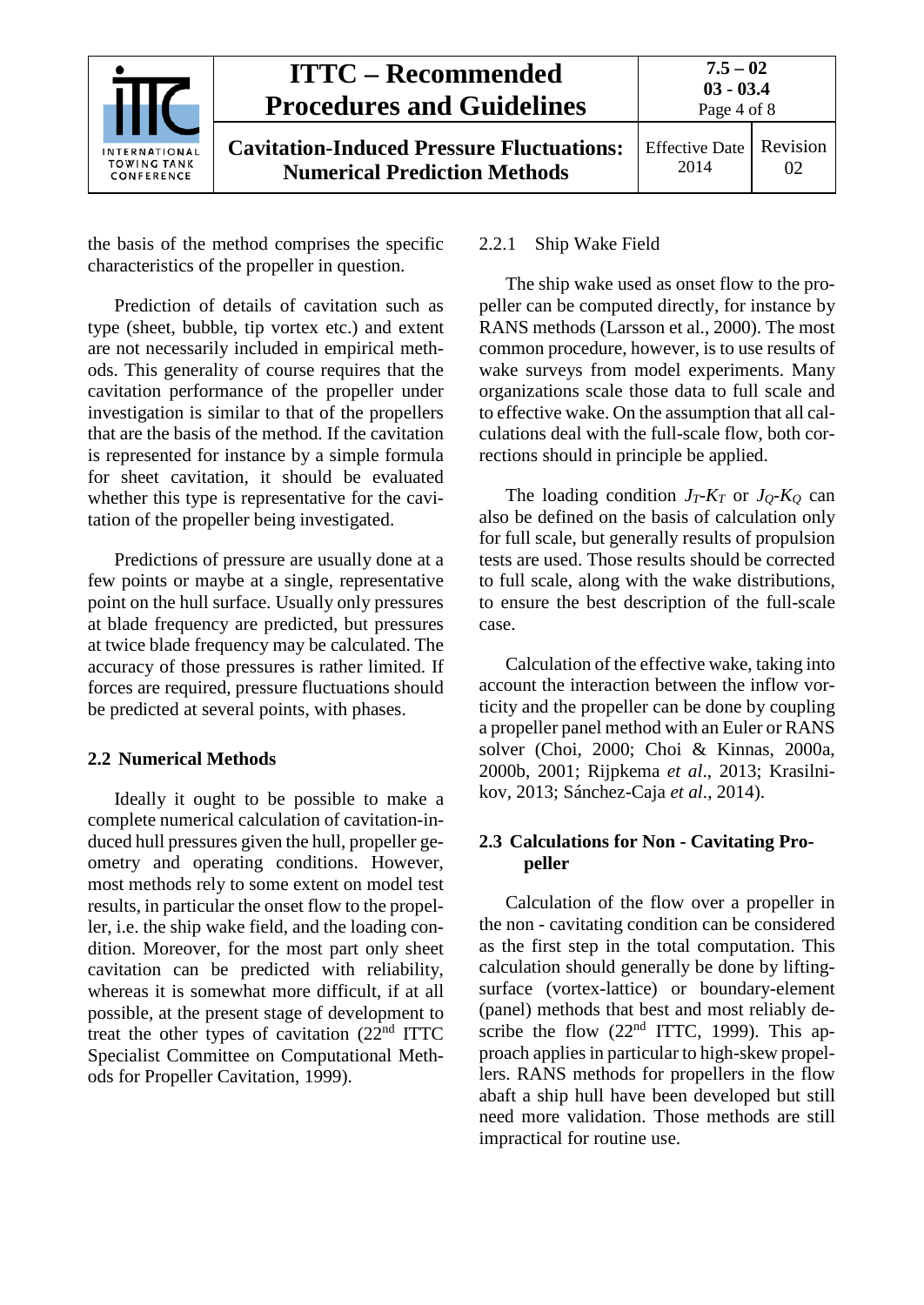the basis of the method comprises the specific characteristics of the propeller in question.

Prediction of details of cavitation such as type (sheet, bubble, tip vortex etc.) and extent are not necessarily included in empirical methods. This generality of course requires that the cavitation performance of the propeller under investigation is similar to that of the propellers that are the basis of the method. If the cavitation is represented for instance by a simple formula for sheet cavitation, it should be evaluated whether this type is representative for the cavitation of the propeller being investigated.

Predictions of pressure are usually done at a few points or maybe at a single, representative point on the hull surface. Usually only pressures at blade frequency are predicted, but pressures at twice blade frequency may be calculated. The accuracy of those pressures is rather limited. If forces are required, pressure fluctuations should be predicted at several points, with phases.

## 2.2 Numerical Methods

Ideally it ought to be possible to make a complete numerical calculation of cavitation-induced hull pressures given the hull, propeller geometry and operating conditions. However, most methods rely to some extent on model test results, in particular the onset flow to the propeller, i.e. the ship wake field, and the loading condition. Moreover, for the most part only sheet cavitation can be predicted with reliability, whereas it is somewhat more difficult, if at all possible, at the present stage of development to treat the other types of cavitation (22nd ITTC Specialist Committee on Computational Methods for Propeller Cavitation, 1999).

### 2.2.1 Ship Wake Field

The ship wake used as onset flow to the propeller can be computed directly, for instance by RANS methods (Larsson et al., 2000). The most common procedure, however, is to use results of wake surveys from model experiments. Many organizations scale those data to full scale and to effective wake. On the assumption that all calculations deal with the full-scale flow, both corrections should in principle be applied.

The loading condition $J_T$-$K_T$ or $J_Q$-$K_Q$ can also be defined on the basis of calculation only for full scale, but generally results of propulsion tests are used. Those results should be corrected to full scale, along with the wake distributions, to ensure the best description of the full-scale case.

Calculation of the effective wake, taking into account the interaction between the inflow vorticity and the propeller can be done by coupling a propeller panel method with an Euler or RANS solver (Choi, 2000; Choi & Kinnas, 2000a, 2000b, 2001; Rijpkema *et al*., 2013; Krasilnikov, 2013; Sánchez-Caja *et al*., 2014).

## 2.3 Calculations for Non - Cavitating Propeller

Calculation of the flow over a propeller in the non - cavitating condition can be considered as the first step in the total computation. This calculation should generally be done by lifting-surface (vortex-lattice) or boundary-element (panel) methods that best and most reliably describe the flow (22nd ITTC, 1999). This approach applies in particular to high-skew propellers. RANS methods for propellers in the flow abaft a ship hull have been developed but still need more validation. Those methods are still impractical for routine use.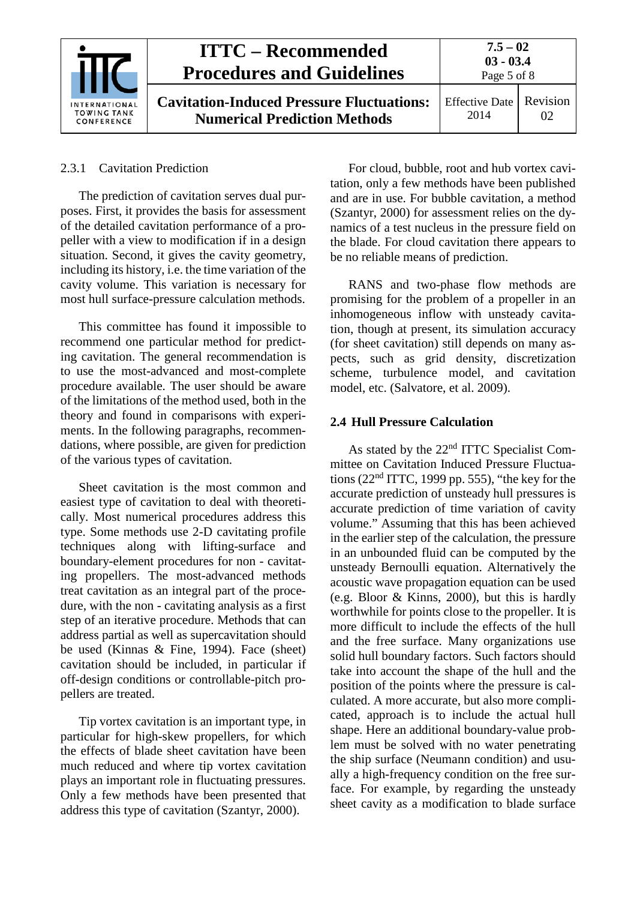### 2.3.1 Cavitation Prediction

The prediction of cavitation serves dual purposes. First, it provides the basis for assessment of the detailed cavitation performance of a propeller with a view to modification if in a design situation. Second, it gives the cavity geometry, including its history, i.e. the time variation of the cavity volume. This variation is necessary for most hull surface-pressure calculation methods.

This committee has found it impossible to recommend one particular method for predicting cavitation. The general recommendation is to use the most-advanced and most-complete procedure available. The user should be aware of the limitations of the method used, both in the theory and found in comparisons with experiments. In the following paragraphs, recommendations, where possible, are given for prediction of the various types of cavitation.

Sheet cavitation is the most common and easiest type of cavitation to deal with theoretically. Most numerical procedures address this type. Some methods use 2-D cavitating profile techniques along with lifting-surface and boundary-element procedures for non - cavitating propellers. The most-advanced methods treat cavitation as an integral part of the procedure, with the non - cavitating analysis as a first step of an iterative procedure. Methods that can address partial as well as supercavitation should be used (Kinnas & Fine, 1994). Face (sheet) cavitation should be included, in particular if off-design conditions or controllable-pitch propellers are treated.

Tip vortex cavitation is an important type, in particular for high-skew propellers, for which the effects of blade sheet cavitation have been much reduced and where tip vortex cavitation plays an important role in fluctuating pressures. Only a few methods have been presented that address this type of cavitation (Szantyr, 2000).

For cloud, bubble, root and hub vortex cavitation, only a few methods have been published and are in use. For bubble cavitation, a method (Szantyr, 2000) for assessment relies on the dynamics of a test nucleus in the pressure field on the blade. For cloud cavitation there appears to be no reliable means of prediction.

RANS and two-phase flow methods are promising for the problem of a propeller in an inhomogeneous inflow with unsteady cavitation, though at present, its simulation accuracy (for sheet cavitation) still depends on many aspects, such as grid density, discretization scheme, turbulence model, and cavitation model, etc. (Salvatore, et al. 2009).

## 2.4 Hull Pressure Calculation

As stated by the 22nd ITTC Specialist Committee on Cavitation Induced Pressure Fluctuations (22nd ITTC, 1999 pp. 555), "the key for the accurate prediction of unsteady hull pressures is accurate prediction of time variation of cavity volume." Assuming that this has been achieved in the earlier step of the calculation, the pressure in an unbounded fluid can be computed by the unsteady Bernoulli equation. Alternatively the acoustic wave propagation equation can be used (e.g. Bloor & Kinns, 2000), but this is hardly worthwhile for points close to the propeller. It is more difficult to include the effects of the hull and the free surface. Many organizations use solid hull boundary factors. Such factors should take into account the shape of the hull and the position of the points where the pressure is calculated. A more accurate, but also more complicated, approach is to include the actual hull shape. Here an additional boundary-value problem must be solved with no water penetrating the ship surface (Neumann condition) and usually a high-frequency condition on the free surface. For example, by regarding the unsteady sheet cavity as a modification to blade surface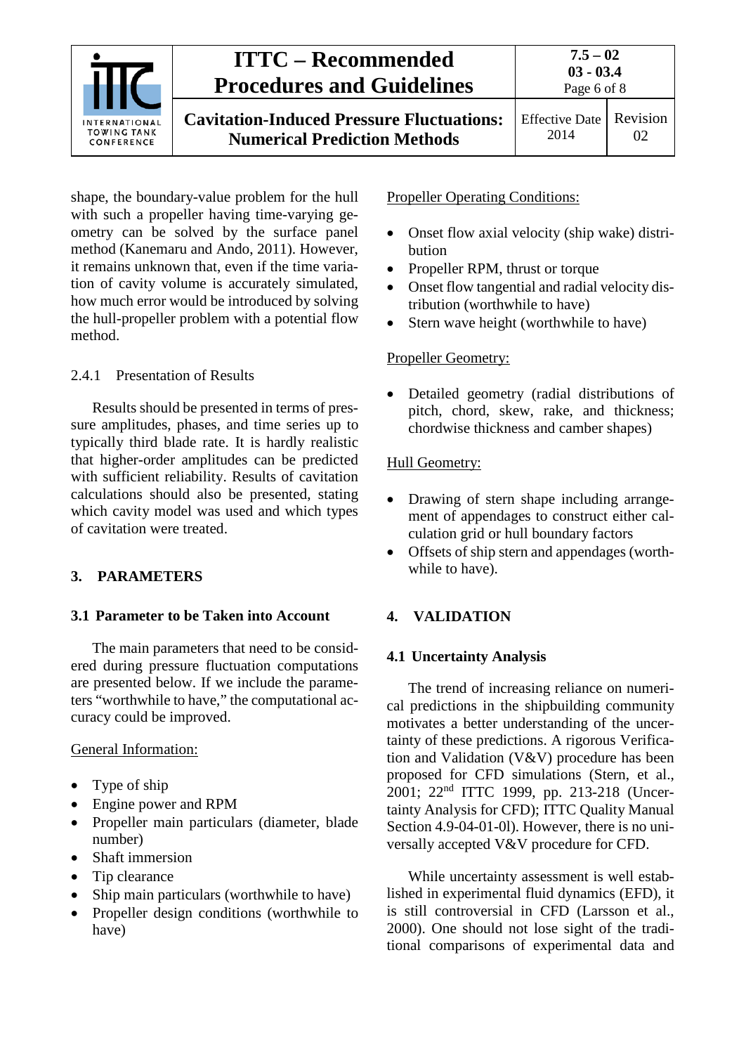shape, the boundary-value problem for the hull with such a propeller having time-varying geometry can be solved by the surface panel method (Kanemaru and Ando, 2011). However, it remains unknown that, even if the time variation of cavity volume is accurately simulated, how much error would be introduced by solving the hull-propeller problem with a potential flow method.

#### 2.4.1 Presentation of Results

Results should be presented in terms of pressure amplitudes, phases, and time series up to typically third blade rate. It is hardly realistic that higher-order amplitudes can be predicted with sufficient reliability. Results of cavitation calculations should also be presented, stating which cavity model was used and which types of cavitation were treated.

## 3. PARAMETERS

### 3.1 Parameter to be Taken into Account

The main parameters that need to be considered during pressure fluctuation computations are presented below. If we include the parameters "worthwhile to have," the computational accuracy could be improved.

General Information:

- Type of ship
- Engine power and RPM
- Propeller main particulars (diameter, blade number)
- Shaft immersion
- Tip clearance
- Ship main particulars (worthwhile to have)
- Propeller design conditions (worthwhile to have)

Propeller Operating Conditions:

- Onset flow axial velocity (ship wake) distribution
- Propeller RPM, thrust or torque
- Onset flow tangential and radial velocity distribution (worthwhile to have)
- Stern wave height (worthwhile to have)

Propeller Geometry:

- Detailed geometry (radial distributions of pitch, chord, skew, rake, and thickness; chordwise thickness and camber shapes)

Hull Geometry:

- Drawing of stern shape including arrangement of appendages to construct either calculation grid or hull boundary factors
- Offsets of ship stern and appendages (worthwhile to have).

## 4. VALIDATION

### 4.1 Uncertainty Analysis

The trend of increasing reliance on numerical predictions in the shipbuilding community motivates a better understanding of the uncertainty of these predictions. A rigorous Verification and Validation (V&V) procedure has been proposed for CFD simulations (Stern, et al., 2001; 22nd ITTC 1999, pp. 213-218 (Uncertainty Analysis for CFD); ITTC Quality Manual Section 4.9-04-01-0l). However, there is no universally accepted V&V procedure for CFD.

While uncertainty assessment is well established in experimental fluid dynamics (EFD), it is still controversial in CFD (Larsson et al., 2000). One should not lose sight of the traditional comparisons of experimental data and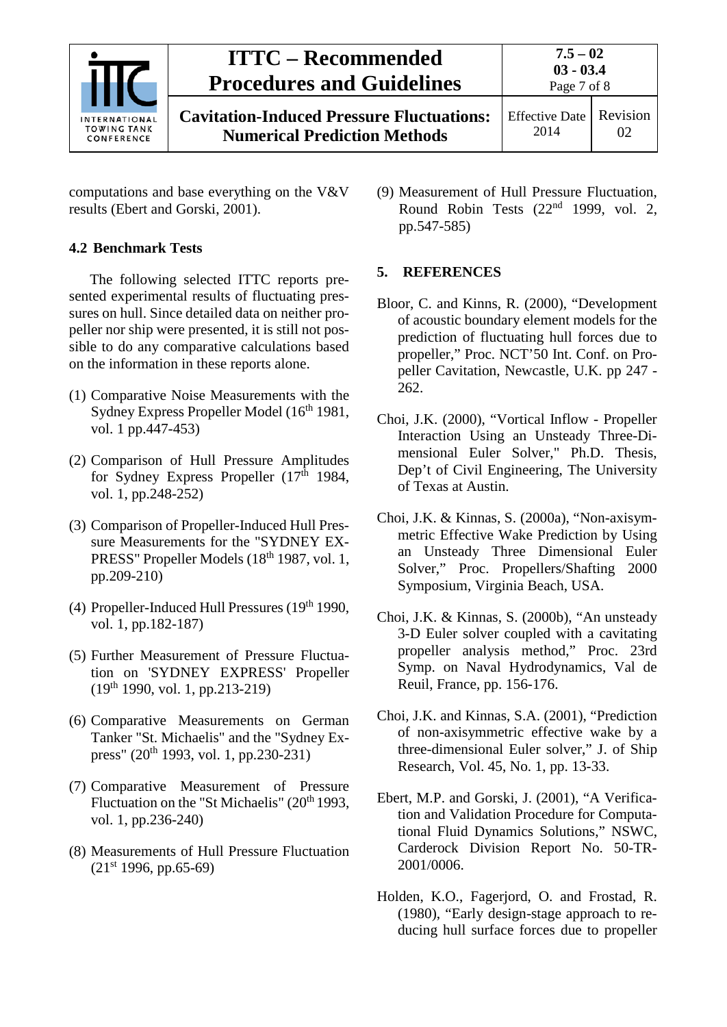computations and base everything on the V&V results (Ebert and Gorski, 2001).

### 4.2 Benchmark Tests

The following selected ITTC reports presented experimental results of fluctuating pressures on hull. Since detailed data on neither propeller nor ship were presented, it is still not possible to do any comparative calculations based on the information in these reports alone.

(1) Comparative Noise Measurements with the Sydney Express Propeller Model (16th 1981, vol. 1 pp.447-453)

(2) Comparison of Hull Pressure Amplitudes for Sydney Express Propeller (17th 1984, vol. 1, pp.248-252)

(3) Comparison of Propeller-Induced Hull Pressure Measurements for the "SYDNEY EXPRESS" Propeller Models (18th 1987, vol. 1, pp.209-210)

(4) Propeller-Induced Hull Pressures (19th 1990, vol. 1, pp.182-187)

(5) Further Measurement of Pressure Fluctuation on 'SYDNEY EXPRESS' Propeller (19th 1990, vol. 1, pp.213-219)

(6) Comparative Measurements on German Tanker "St. Michaelis" and the "Sydney Express" (20th 1993, vol. 1, pp.230-231)

(7) Comparative Measurement of Pressure Fluctuation on the "St Michaelis" (20th 1993, vol. 1, pp.236-240)

(8) Measurements of Hull Pressure Fluctuation (21st 1996, pp.65-69)

(9) Measurement of Hull Pressure Fluctuation, Round Robin Tests (22nd 1999, vol. 2, pp.547-585)

## 5. REFERENCES

Bloor, C. and Kinns, R. (2000), "Development of acoustic boundary element models for the prediction of fluctuating hull forces due to propeller," Proc. NCT'50 Int. Conf. on Propeller Cavitation, Newcastle, U.K. pp 247 - 262.

Choi, J.K. (2000), "Vortical Inflow - Propeller Interaction Using an Unsteady Three-Dimensional Euler Solver," Ph.D. Thesis, Dep't of Civil Engineering, The University of Texas at Austin.

Choi, J.K. & Kinnas, S. (2000a), "Non-axisymmetric Effective Wake Prediction by Using an Unsteady Three Dimensional Euler Solver," Proc. Propellers/Shafting 2000 Symposium, Virginia Beach, USA.

Choi, J.K. & Kinnas, S. (2000b), "An unsteady 3-D Euler solver coupled with a cavitating propeller analysis method," Proc. 23rd Symp. on Naval Hydrodynamics, Val de Reuil, France, pp. 156-176.

Choi, J.K. and Kinnas, S.A. (2001), "Prediction of non-axisymmetric effective wake by a three-dimensional Euler solver," J. of Ship Research, Vol. 45, No. 1, pp. 13-33.

Ebert, M.P. and Gorski, J. (2001), "A Verification and Validation Procedure for Computational Fluid Dynamics Solutions," NSWC, Carderock Division Report No. 50-TR-2001/0006.

Holden, K.O., Fagerjord, O. and Frostad, R. (1980), "Early design-stage approach to reducing hull surface forces due to propeller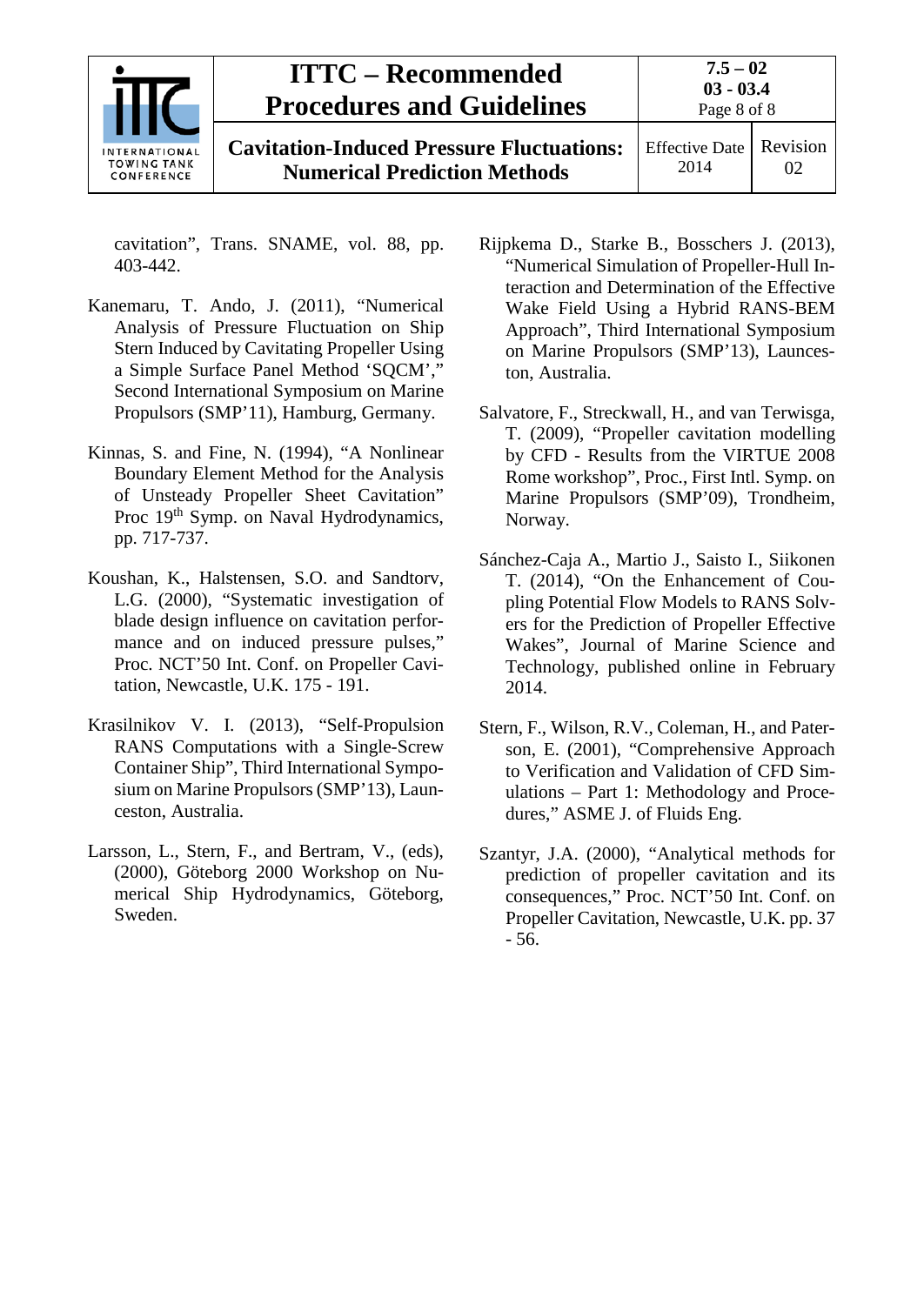cavitation", Trans. SNAME, vol. 88, pp. 403-442.

Kanemaru, T. Ando, J. (2011), "Numerical Analysis of Pressure Fluctuation on Ship Stern Induced by Cavitating Propeller Using a Simple Surface Panel Method 'SQCM'," Second International Symposium on Marine Propulsors (SMP'11), Hamburg, Germany.

Kinnas, S. and Fine, N. (1994), "A Nonlinear Boundary Element Method for the Analysis of Unsteady Propeller Sheet Cavitation" Proc 19th Symp. on Naval Hydrodynamics, pp. 717-737.

Koushan, K., Halstensen, S.O. and Sandtorv, L.G. (2000), "Systematic investigation of blade design influence on cavitation performance and on induced pressure pulses," Proc. NCT'50 Int. Conf. on Propeller Cavitation, Newcastle, U.K. 175 - 191.

Krasilnikov V. I. (2013), "Self-Propulsion RANS Computations with a Single-Screw Container Ship", Third International Symposium on Marine Propulsors (SMP'13), Launceston, Australia.

Larsson, L., Stern, F., and Bertram, V., (eds), (2000), Göteborg 2000 Workshop on Numerical Ship Hydrodynamics, Göteborg, Sweden.

Rijpkema D., Starke B., Bosschers J. (2013), "Numerical Simulation of Propeller-Hull Interaction and Determination of the Effective Wake Field Using a Hybrid RANS-BEM Approach", Third International Symposium on Marine Propulsors (SMP'13), Launceston, Australia.

Salvatore, F., Streckwall, H., and van Terwisga, T. (2009), "Propeller cavitation modelling by CFD - Results from the VIRTUE 2008 Rome workshop", Proc., First Intl. Symp. on Marine Propulsors (SMP'09), Trondheim, Norway.

Sánchez-Caja A., Martio J., Saisto I., Siikonen T. (2014), "On the Enhancement of Coupling Potential Flow Models to RANS Solvers for the Prediction of Propeller Effective Wakes", Journal of Marine Science and Technology, published online in February 2014.

Stern, F., Wilson, R.V., Coleman, H., and Paterson, E. (2001), "Comprehensive Approach to Verification and Validation of CFD Simulations – Part 1: Methodology and Procedures," ASME J. of Fluids Eng.

Szantyr, J.A. (2000), "Analytical methods for prediction of propeller cavitation and its consequences," Proc. NCT'50 Int. Conf. on Propeller Cavitation, Newcastle, U.K. pp. 37 - 56.